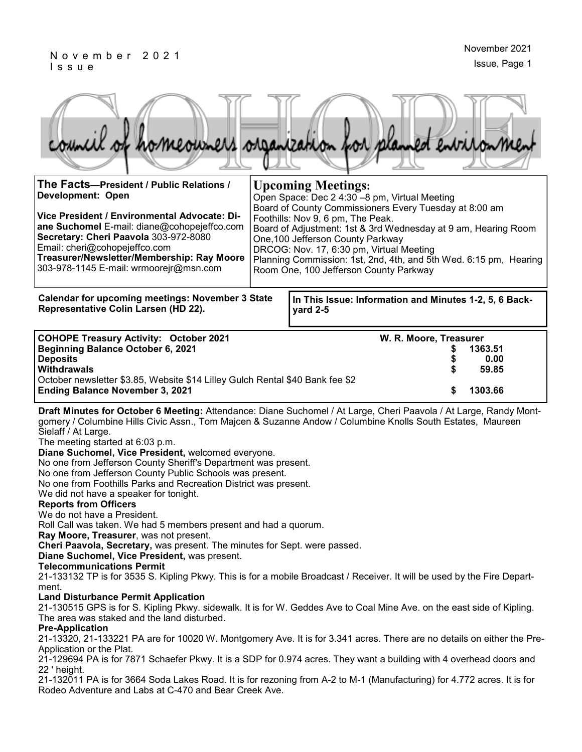# COHOPE

council of homeowners organization for planned environment

**The Facts—President / Public Relations / Development: Open**

**Vice President / Environmental Advocate: Diane Suchomel** E-mail: diane@cohopejeffco.com
**Secretary: Cheri Paavola** 303-972-8080
Email: cheri@cohopejeffco.com
**Treasurer/Newsletter/Membership: Ray Moore** 303-978-1145 E-mail: wrmoorejr@msn.com

## Upcoming Meetings:

Open Space: Dec 2 4:30 –8 pm, Virtual Meeting
Board of County Commissioners Every Tuesday at 8:00 am
Foothills: Nov 9, 6 pm, The Peak.
Board of Adjustment: 1st & 3rd Wednesday at 9 am, Hearing Room One,100 Jefferson County Parkway
DRCOG: Nov. 17, 6:30 pm, Virtual Meeting
Planning Commission: 1st, 2nd, 4th, and 5th Wed. 6:15 pm, Hearing Room One, 100 Jefferson County Parkway

**Calendar for upcoming meetings: November 3 State Representative Colin Larsen (HD 22).**

**In This Issue: Information and Minutes 1-2, 5, 6 Backyard 2-5**

| **COHOPE Treasury Activity: October 2021** | **W. R. Moore, Treasurer** |
|---|---|
| **Beginning Balance October 6, 2021** | **$ 1363.51** |
| **Deposits** | **$ 0.00** |
| **Withdrawals** | **$ 59.85** |
| October newsletter $3.85, Website $14 Lilley Gulch Rental $40 Bank fee $2 | |
| **Ending Balance November 3, 2021** | **$ 1303.66** |

**Draft Minutes for October 6 Meeting:** Attendance: Diane Suchomel / At Large, Cheri Paavola / At Large, Randy Montgomery / Columbine Hills Civic Assn., Tom Majcen & Suzanne Andow / Columbine Knolls South Estates, Maureen Sielaff / At Large.

The meeting started at 6:03 p.m.

**Diane Suchomel, Vice President,** welcomed everyone.

No one from Jefferson County Sheriff's Department was present.

No one from Jefferson County Public Schools was present.

No one from Foothills Parks and Recreation District was present.

We did not have a speaker for tonight.

**Reports from Officers**

We do not have a President.

Roll Call was taken. We had 5 members present and had a quorum.

**Ray Moore, Treasurer**, was not present.

**Cheri Paavola, Secretary,** was present. The minutes for Sept. were passed.

**Diane Suchomel, Vice President,** was present.

**Telecommunications Permit**

21-133132 TP is for 3535 S. Kipling Pkwy. This is for a mobile Broadcast / Receiver. It will be used by the Fire Department.

**Land Disturbance Permit Application**

21-130515 GPS is for S. Kipling Pkwy. sidewalk. It is for W. Geddes Ave to Coal Mine Ave. on the east side of Kipling. The area was staked and the land disturbed.

**Pre-Application**

21-13320, 21-133221 PA are for 10020 W. Montgomery Ave. It is for 3.341 acres. There are no details on either the Pre-Application or the Plat.

21-129694 PA is for 7871 Schaefer Pkwy. It is a SDP for 0.974 acres. They want a building with 4 overhead doors and 22 ' height.

21-132011 PA is for 3664 Soda Lakes Road. It is for rezoning from A-2 to M-1 (Manufacturing) for 4.772 acres. It is for Rodeo Adventure and Labs at C-470 and Bear Creek Ave.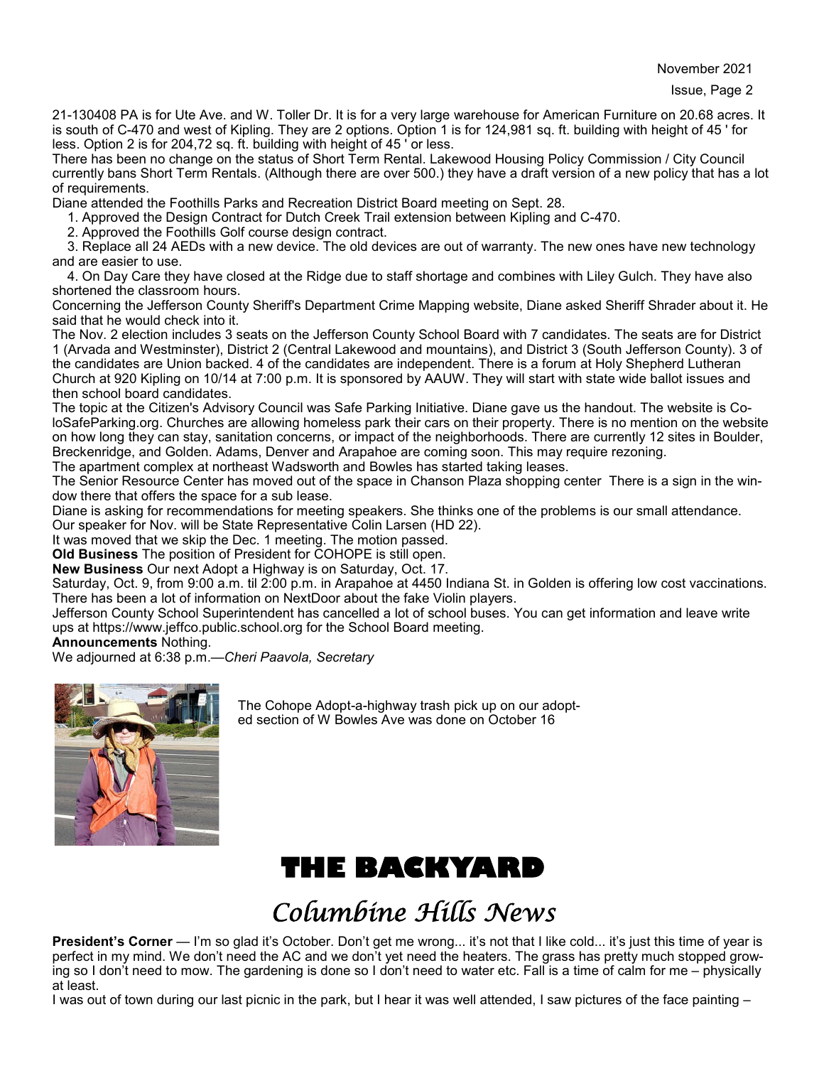21-130408 PA is for Ute Ave. and W. Toller Dr. It is for a very large warehouse for American Furniture on 20.68 acres. It is south of C-470 and west of Kipling. They are 2 options. Option 1 is for 124,981 sq. ft. building with height of 45 ' for less. Option 2 is for 204,72 sq. ft. building with height of 45 ' or less.

There has been no change on the status of Short Term Rental. Lakewood Housing Policy Commission / City Council currently bans Short Term Rentals. (Although there are over 500.) they have a draft version of a new policy that has a lot of requirements.

Diane attended the Foothills Parks and Recreation District Board meeting on Sept. 28.

1. Approved the Design Contract for Dutch Creek Trail extension between Kipling and C-470.
2. Approved the Foothills Golf course design contract.
3. Replace all 24 AEDs with a new device. The old devices are out of warranty. The new ones have new technology and are easier to use.
4. On Day Care they have closed at the Ridge due to staff shortage and combines with Liley Gulch. They have also shortened the classroom hours.

Concerning the Jefferson County Sheriff's Department Crime Mapping website, Diane asked Sheriff Shrader about it. He said that he would check into it.

The Nov. 2 election includes 3 seats on the Jefferson County School Board with 7 candidates. The seats are for District 1 (Arvada and Westminster), District 2 (Central Lakewood and mountains), and District 3 (South Jefferson County). 3 of the candidates are Union backed. 4 of the candidates are independent. There is a forum at Holy Shepherd Lutheran Church at 920 Kipling on 10/14 at 7:00 p.m. It is sponsored by AAUW. They will start with state wide ballot issues and then school board candidates.

The topic at the Citizen's Advisory Council was Safe Parking Initiative. Diane gave us the handout. The website is CoIoSafeParking.org. Churches are allowing homeless park their cars on their property. There is no mention on the website on how long they can stay, sanitation concerns, or impact of the neighborhoods. There are currently 12 sites in Boulder, Breckenridge, and Golden. Adams, Denver and Arapahoe are coming soon. This may require rezoning.

The apartment complex at northeast Wadsworth and Bowles has started taking leases.

The Senior Resource Center has moved out of the space in Chanson Plaza shopping center There is a sign in the window there that offers the space for a sub lease.

Diane is asking for recommendations for meeting speakers. She thinks one of the problems is our small attendance. Our speaker for Nov. will be State Representative Colin Larsen (HD 22).

It was moved that we skip the Dec. 1 meeting. The motion passed.

**Old Business** The position of President for COHOPE is still open.

**New Business** Our next Adopt a Highway is on Saturday, Oct. 17.

Saturday, Oct. 9, from 9:00 a.m. til 2:00 p.m. in Arapahoe at 4450 Indiana St. in Golden is offering low cost vaccinations.

There has been a lot of information on NextDoor about the fake Violin players.

Jefferson County School Superintendent has cancelled a lot of school buses. You can get information and leave write ups at https://www.jeffco.public.school.org for the School Board meeting.

**Announcements** Nothing.

We adjourned at 6:38 p.m.—*Cheri Paavola, Secretary*

The Cohope Adopt-a-highway trash pick up on our adopted section of W Bowles Ave was done on October 16

# THE BACKYARD

## *Columbine Hills News*

**President's Corner** — I'm so glad it's October. Don't get me wrong... it's not that I like cold... it's just this time of year is perfect in my mind. We don't need the AC and we don't yet need the heaters. The grass has pretty much stopped growing so I don't need to mow. The gardening is done so I don't need to water etc. Fall is a time of calm for me – physically at least.

I was out of town during our last picnic in the park, but I hear it was well attended, I saw pictures of the face painting –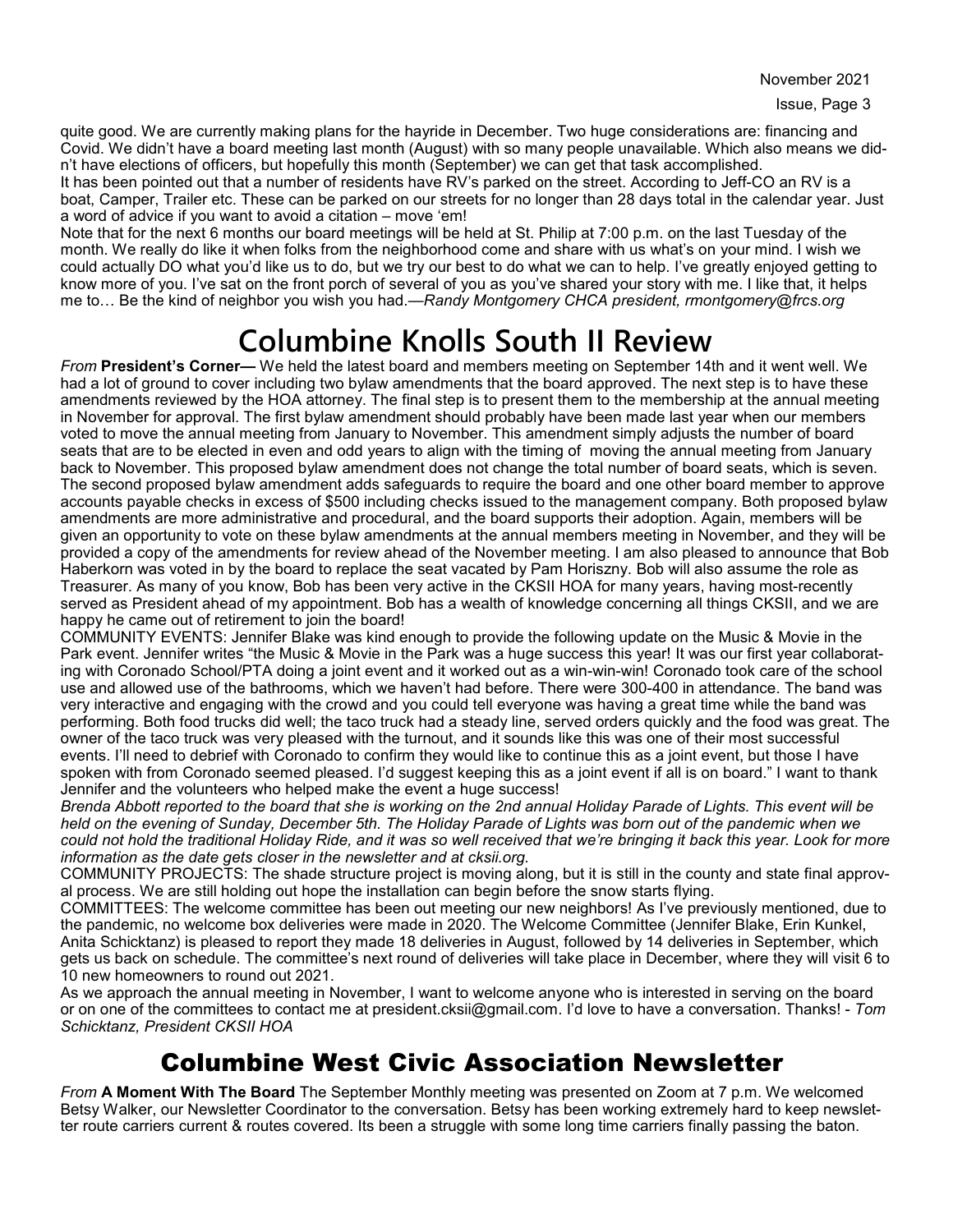quite good. We are currently making plans for the hayride in December. Two huge considerations are: financing and Covid. We didn't have a board meeting last month (August) with so many people unavailable. Which also means we didn't have elections of officers, but hopefully this month (September) we can get that task accomplished.

It has been pointed out that a number of residents have RV's parked on the street. According to Jeff-CO an RV is a boat, Camper, Trailer etc. These can be parked on our streets for no longer than 28 days total in the calendar year. Just a word of advice if you want to avoid a citation – move 'em!

Note that for the next 6 months our board meetings will be held at St. Philip at 7:00 p.m. on the last Tuesday of the month. We really do like it when folks from the neighborhood come and share with us what's on your mind. I wish we could actually DO what you'd like us to do, but we try our best to do what we can to help. I've greatly enjoyed getting to know more of you. I've sat on the front porch of several of you as you've shared your story with me. I like that, it helps me to… Be the kind of neighbor you wish you had.—*Randy Montgomery CHCA president, rmontgomery@frcs.org*

# Columbine Knolls South II Review

*From* **President's Corner—** We held the latest board and members meeting on September 14th and it went well. We had a lot of ground to cover including two bylaw amendments that the board approved. The next step is to have these amendments reviewed by the HOA attorney. The final step is to present them to the membership at the annual meeting in November for approval. The first bylaw amendment should probably have been made last year when our members voted to move the annual meeting from January to November. This amendment simply adjusts the number of board seats that are to be elected in even and odd years to align with the timing of moving the annual meeting from January back to November. This proposed bylaw amendment does not change the total number of board seats, which is seven. The second proposed bylaw amendment adds safeguards to require the board and one other board member to approve accounts payable checks in excess of $500 including checks issued to the management company. Both proposed bylaw amendments are more administrative and procedural, and the board supports their adoption. Again, members will be given an opportunity to vote on these bylaw amendments at the annual members meeting in November, and they will be provided a copy of the amendments for review ahead of the November meeting. I am also pleased to announce that Bob Haberkorn was voted in by the board to replace the seat vacated by Pam Horiszny. Bob will also assume the role as Treasurer. As many of you know, Bob has been very active in the CKSII HOA for many years, having most-recently served as President ahead of my appointment. Bob has a wealth of knowledge concerning all things CKSII, and we are happy he came out of retirement to join the board!

COMMUNITY EVENTS: Jennifer Blake was kind enough to provide the following update on the Music & Movie in the Park event. Jennifer writes "the Music & Movie in the Park was a huge success this year! It was our first year collaborating with Coronado School/PTA doing a joint event and it worked out as a win-win-win! Coronado took care of the school use and allowed use of the bathrooms, which we haven't had before. There were 300-400 in attendance. The band was very interactive and engaging with the crowd and you could tell everyone was having a great time while the band was performing. Both food trucks did well; the taco truck had a steady line, served orders quickly and the food was great. The owner of the taco truck was very pleased with the turnout, and it sounds like this was one of their most successful events. I'll need to debrief with Coronado to confirm they would like to continue this as a joint event, but those I have spoken with from Coronado seemed pleased. I'd suggest keeping this as a joint event if all is on board." I want to thank Jennifer and the volunteers who helped make the event a huge success!

*Brenda Abbott reported to the board that she is working on the 2nd annual Holiday Parade of Lights. This event will be held on the evening of Sunday, December 5th. The Holiday Parade of Lights was born out of the pandemic when we could not hold the traditional Holiday Ride, and it was so well received that we're bringing it back this year. Look for more information as the date gets closer in the newsletter and at cksii.org.*

COMMUNITY PROJECTS: The shade structure project is moving along, but it is still in the county and state final approval process. We are still holding out hope the installation can begin before the snow starts flying.

COMMITTEES: The welcome committee has been out meeting our new neighbors! As I've previously mentioned, due to the pandemic, no welcome box deliveries were made in 2020. The Welcome Committee (Jennifer Blake, Erin Kunkel, Anita Schicktanz) is pleased to report they made 18 deliveries in August, followed by 14 deliveries in September, which gets us back on schedule. The committee's next round of deliveries will take place in December, where they will visit 6 to 10 new homeowners to round out 2021.

As we approach the annual meeting in November, I want to welcome anyone who is interested in serving on the board or on one of the committees to contact me at president.cksii@gmail.com. I'd love to have a conversation. Thanks! - *Tom Schicktanz, President CKSII HOA*

## Columbine West Civic Association Newsletter

*From* **A Moment With The Board** The September Monthly meeting was presented on Zoom at 7 p.m. We welcomed Betsy Walker, our Newsletter Coordinator to the conversation. Betsy has been working extremely hard to keep newsletter route carriers current & routes covered. Its been a struggle with some long time carriers finally passing the baton.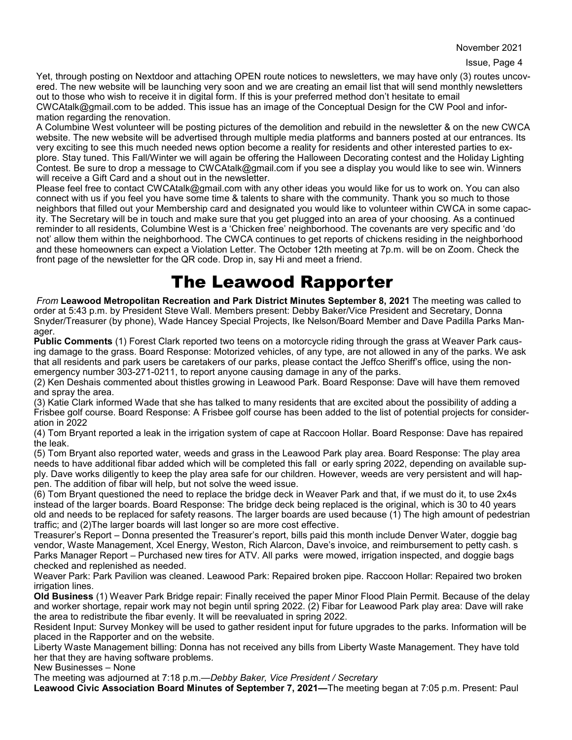Yet, through posting on Nextdoor and attaching OPEN route notices to newsletters, we may have only (3) routes uncovered. The new website will be launching very soon and we are creating an email list that will send monthly newsletters out to those who wish to receive it in digital form. If this is your preferred method don't hesitate to email CWCAtalk@gmail.com to be added. This issue has an image of the Conceptual Design for the CW Pool and information regarding the renovation.

A Columbine West volunteer will be posting pictures of the demolition and rebuild in the newsletter & on the new CWCA website. The new website will be advertised through multiple media platforms and banners posted at our entrances. Its very exciting to see this much needed news option become a reality for residents and other interested parties to explore. Stay tuned. This Fall/Winter we will again be offering the Halloween Decorating contest and the Holiday Lighting Contest. Be sure to drop a message to CWCAtalk@gmail.com if you see a display you would like to see win. Winners will receive a Gift Card and a shout out in the newsletter.

Please feel free to contact CWCAtalk@gmail.com with any other ideas you would like for us to work on. You can also connect with us if you feel you have some time & talents to share with the community. Thank you so much to those neighbors that filled out your Membership card and designated you would like to volunteer within CWCA in some capacity. The Secretary will be in touch and make sure that you get plugged into an area of your choosing. As a continued reminder to all residents, Columbine West is a 'Chicken free' neighborhood. The covenants are very specific and 'do not' allow them within the neighborhood. The CWCA continues to get reports of chickens residing in the neighborhood and these homeowners can expect a Violation Letter. The October 12th meeting at 7p.m. will be on Zoom. Check the front page of the newsletter for the QR code. Drop in, say Hi and meet a friend.

# The Leawood Rapporter

*From* **Leawood Metropolitan Recreation and Park District Minutes September 8, 2021** The meeting was called to order at 5:43 p.m. by President Steve Wall. Members present: Debby Baker/Vice President and Secretary, Donna Snyder/Treasurer (by phone), Wade Hancey Special Projects, Ike Nelson/Board Member and Dave Padilla Parks Manager.

**Public Comments** (1) Forest Clark reported two teens on a motorcycle riding through the grass at Weaver Park causing damage to the grass. Board Response: Motorized vehicles, of any type, are not allowed in any of the parks. We ask that all residents and park users be caretakers of our parks, please contact the Jeffco Sheriff's office, using the non-emergency number 303-271-0211, to report anyone causing damage in any of the parks.

(2) Ken Deshais commented about thistles growing in Leawood Park. Board Response: Dave will have them removed and spray the area.

(3) Katie Clark informed Wade that she has talked to many residents that are excited about the possibility of adding a Frisbee golf course. Board Response: A Frisbee golf course has been added to the list of potential projects for consideration in 2022

(4) Tom Bryant reported a leak in the irrigation system of cape at Raccoon Hollar. Board Response: Dave has repaired the leak.

(5) Tom Bryant also reported water, weeds and grass in the Leawood Park play area. Board Response: The play area needs to have additional fibar added which will be completed this fall or early spring 2022, depending on available supply. Dave works diligently to keep the play area safe for our children. However, weeds are very persistent and will happen. The addition of fibar will help, but not solve the weed issue.

(6) Tom Bryant questioned the need to replace the bridge deck in Weaver Park and that, if we must do it, to use 2x4s instead of the larger boards. Board Response: The bridge deck being replaced is the original, which is 30 to 40 years old and needs to be replaced for safety reasons. The larger boards are used because (1) The high amount of pedestrian traffic; and (2)The larger boards will last longer so are more cost effective.

Treasurer's Report – Donna presented the Treasurer's report, bills paid this month include Denver Water, doggie bag vendor, Waste Management, Xcel Energy, Weston, Rich Alarcon, Dave's invoice, and reimbursement to petty cash. s

Parks Manager Report – Purchased new tires for ATV. All parks were mowed, irrigation inspected, and doggie bags checked and replenished as needed.

Weaver Park: Park Pavilion was cleaned. Leawood Park: Repaired broken pipe. Raccoon Hollar: Repaired two broken irrigation lines.

**Old Business** (1) Weaver Park Bridge repair: Finally received the paper Minor Flood Plain Permit. Because of the delay and worker shortage, repair work may not begin until spring 2022. (2) Fibar for Leawood Park play area: Dave will rake the area to redistribute the fibar evenly. It will be reevaluated in spring 2022.

Resident Input: Survey Monkey will be used to gather resident input for future upgrades to the parks. Information will be placed in the Rapporter and on the website.

Liberty Waste Management billing: Donna has not received any bills from Liberty Waste Management. They have told her that they are having software problems.

New Businesses – None

The meeting was adjourned at 7:18 p.m.—*Debby Baker, Vice President / Secretary*

**Leawood Civic Association Board Minutes of September 7, 2021—**The meeting began at 7:05 p.m. Present: Paul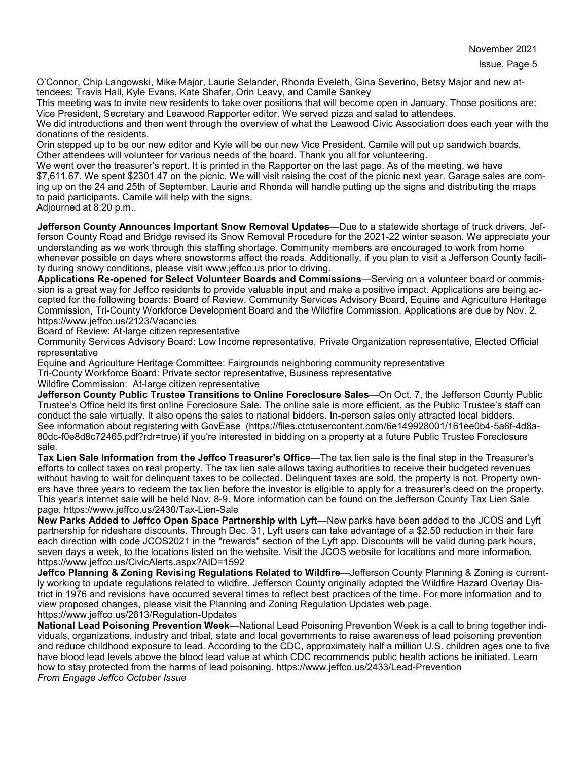O'Connor, Chip Langowski, Mike Major, Laurie Selander, Rhonda Eveleth, Gina Severino, Betsy Major and new attendees: Travis Hall, Kyle Evans, Kate Shafer, Orin Leavy, and Camile Sankey

This meeting was to invite new residents to take over positions that will become open in January. Those positions are: Vice President, Secretary and Leawood Rapporter editor. We served pizza and salad to attendees.

We did introductions and then went through the overview of what the Leawood Civic Association does each year with the donations of the residents.

Orin stepped up to be our new editor and Kyle will be our new Vice President. Camile will put up sandwich boards. Other attendees will volunteer for various needs of the board. Thank you all for volunteering.

We went over the treasurer's report. It is printed in the Rapporter on the last page. As of the meeting, we have $7,611.67. We spent $2301.47 on the picnic. We will visit raising the cost of the picnic next year. Garage sales are coming up on the 24 and 25th of September. Laurie and Rhonda will handle putting up the signs and distributing the maps to paid participants. Camile will help with the signs.

Adjourned at 8:20 p.m..

**Jefferson County Announces Important Snow Removal Updates**—Due to a statewide shortage of truck drivers, Jefferson County Road and Bridge revised its Snow Removal Procedure for the 2021-22 winter season. We appreciate your understanding as we work through this staffing shortage. Community members are encouraged to work from home whenever possible on days where snowstorms affect the roads. Additionally, if you plan to visit a Jefferson County facility during snowy conditions, please visit www.jeffco.us prior to driving.

**Applications Re-opened for Select Volunteer Boards and Commissions**—Serving on a volunteer board or commission is a great way for Jeffco residents to provide valuable input and make a positive impact. Applications are being accepted for the following boards: Board of Review, Community Services Advisory Board, Equine and Agriculture Heritage Commission, Tri-County Workforce Development Board and the Wildfire Commission. Applications are due by Nov. 2. https://www.jeffco.us/2123/Vacancies

Board of Review: At-large citizen representative

Community Services Advisory Board: Low Income representative, Private Organization representative, Elected Official representative

Equine and Agriculture Heritage Committee: Fairgrounds neighboring community representative

Tri-County Workforce Board: Private sector representative, Business representative

Wildfire Commission: At-large citizen representative

**Jefferson County Public Trustee Transitions to Online Foreclosure Sales**—On Oct. 7, the Jefferson County Public Trustee's Office held its first online Foreclosure Sale. The online sale is more efficient, as the Public Trustee's staff can conduct the sale virtually. It also opens the sales to national bidders. In-person sales only attracted local bidders. See information about registering with GovEase (https://files.ctctusercontent.com/6e149928001/161ee0b4-5a6f-4d8a-80dc-f0e8d8c72465.pdf?rdr=true) if you're interested in bidding on a property at a future Public Trustee Foreclosure sale.

**Tax Lien Sale Information from the Jeffco Treasurer's Office**—The tax lien sale is the final step in the Treasurer's efforts to collect taxes on real property. The tax lien sale allows taxing authorities to receive their budgeted revenues without having to wait for delinquent taxes to be collected. Delinquent taxes are sold, the property is not. Property owners have three years to redeem the tax lien before the investor is eligible to apply for a treasurer's deed on the property. This year's internet sale will be held Nov. 8-9. More information can be found on the Jefferson County Tax Lien Sale page. https://www.jeffco.us/2430/Tax-Lien-Sale

**New Parks Added to Jeffco Open Space Partnership with Lyft**—New parks have been added to the JCOS and Lyft partnership for rideshare discounts. Through Dec. 31, Lyft users can take advantage of a $2.50 reduction in their fare each direction with code JCOS2021 in the "rewards" section of the Lyft app. Discounts will be valid during park hours, seven days a week, to the locations listed on the website. Visit the JCOS website for locations and more information. https://www.jeffco.us/CivicAlerts.aspx?AID=1592

**Jeffco Planning & Zoning Revising Regulations Related to Wildfire**—Jefferson County Planning & Zoning is currently working to update regulations related to wildfire. Jefferson County originally adopted the Wildfire Hazard Overlay District in 1976 and revisions have occurred several times to reflect best practices of the time. For more information and to view proposed changes, please visit the Planning and Zoning Regulation Updates web page. https://www.jeffco.us/2613/Regulation-Updates

**National Lead Poisoning Prevention Week**—National Lead Poisoning Prevention Week is a call to bring together individuals, organizations, industry and tribal, state and local governments to raise awareness of lead poisoning prevention and reduce childhood exposure to lead. According to the CDC, approximately half a million U.S. children ages one to five have blood lead levels above the blood lead value at which CDC recommends public health actions be initiated. Learn how to stay protected from the harms of lead poisoning. https://www.jeffco.us/2433/Lead-Prevention

*From Engage Jeffco October Issue*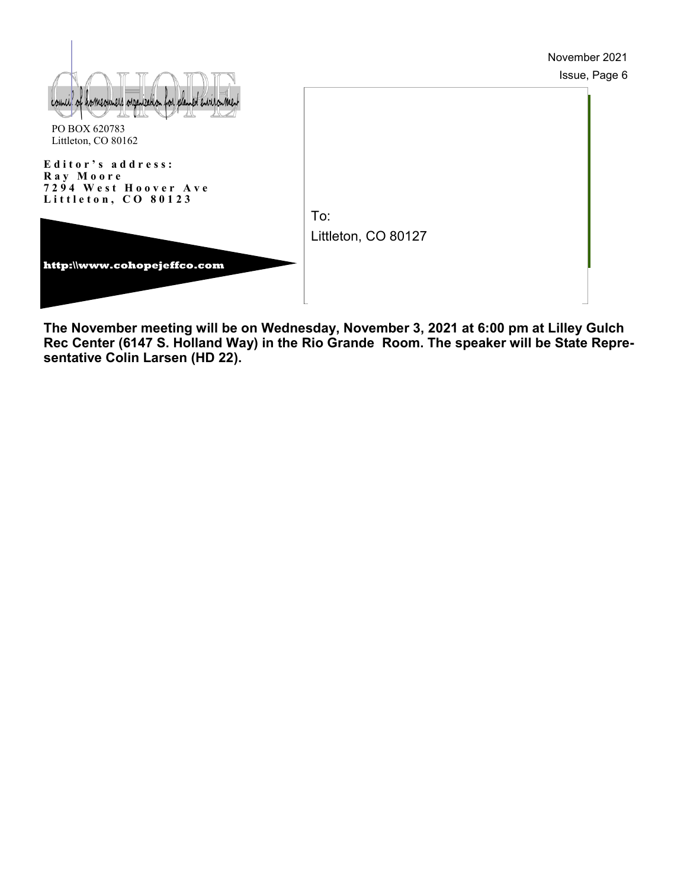COHOPE

council of homeowners organization for planned environment

PO BOX 620783
Littleton, CO 80162

**Editor's address:**
**Ray Moore**
**7294 West Hoover Ave**
**Littleton, CO 80123**

**http:\\www.cohopejeffco.com**

To:
Littleton, CO 80127

**The November meeting will be on Wednesday, November 3, 2021 at 6:00 pm at Lilley Gulch Rec Center (6147 S. Holland Way) in the Rio Grande Room. The speaker will be State Representative Colin Larsen (HD 22).**